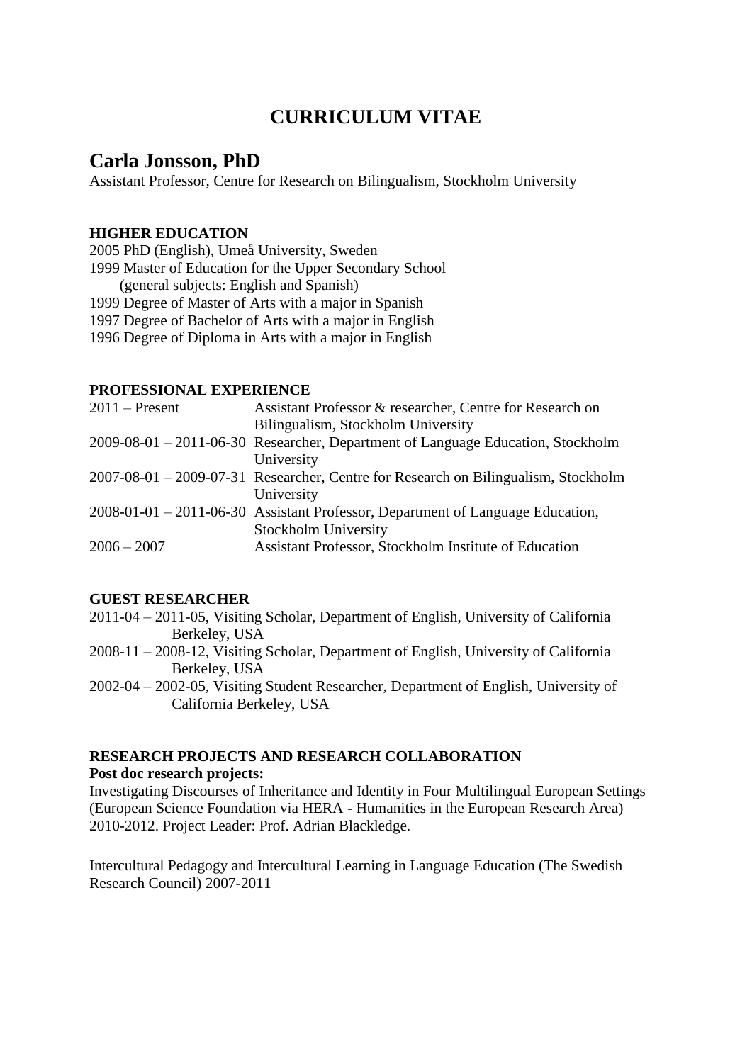# CURRICULUM VITAE

## Carla Jonsson, PhD

Assistant Professor, Centre for Research on Bilingualism, Stockholm University

### HIGHER EDUCATION

2005 PhD (English), Umeå University, Sweden
1999 Master of Education for the Upper Secondary School
(general subjects: English and Spanish)
1999 Degree of Master of Arts with a major in Spanish
1997 Degree of Bachelor of Arts with a major in English
1996 Degree of Diploma in Arts with a major in English

### PROFESSIONAL EXPERIENCE

| | |
|---|---|
| 2011 – Present | Assistant Professor & researcher, Centre for Research on Bilingualism, Stockholm University |
| 2009-08-01 – 2011-06-30 | Researcher, Department of Language Education, Stockholm University |
| 2007-08-01 – 2009-07-31 | Researcher, Centre for Research on Bilingualism, Stockholm University |
| 2008-01-01 – 2011-06-30 | Assistant Professor, Department of Language Education, Stockholm University |
| 2006 – 2007 | Assistant Professor, Stockholm Institute of Education |

### GUEST RESEARCHER

2011-04 – 2011-05, Visiting Scholar, Department of English, University of California Berkeley, USA
2008-11 – 2008-12, Visiting Scholar, Department of English, University of California Berkeley, USA
2002-04 – 2002-05, Visiting Student Researcher, Department of English, University of California Berkeley, USA

### RESEARCH PROJECTS AND RESEARCH COLLABORATION

**Post doc research projects:**

Investigating Discourses of Inheritance and Identity in Four Multilingual European Settings (European Science Foundation via HERA - Humanities in the European Research Area) 2010-2012. Project Leader: Prof. Adrian Blackledge.

Intercultural Pedagogy and Intercultural Learning in Language Education (The Swedish Research Council) 2007-2011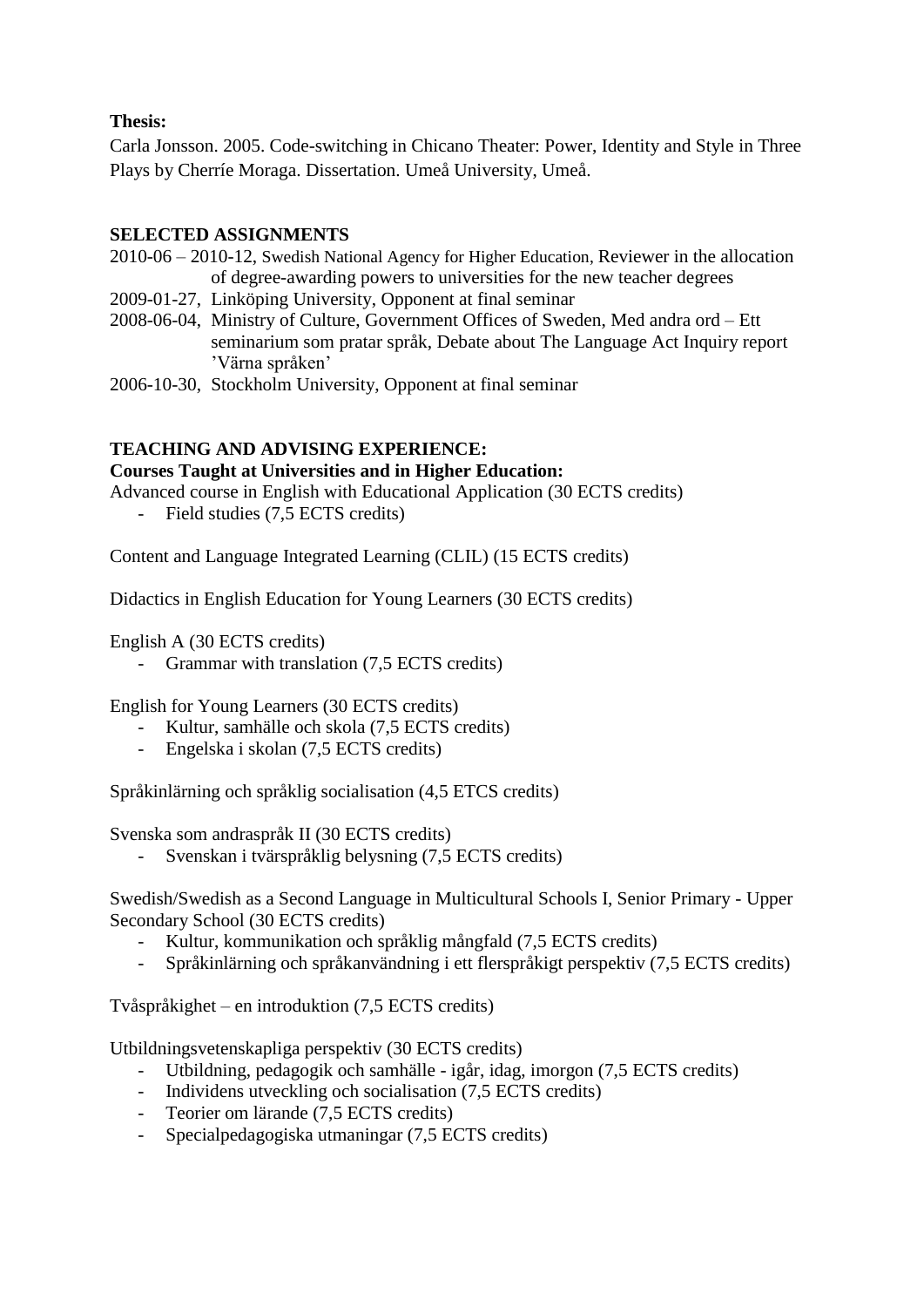**Thesis:**

Carla Jonsson. 2005. Code-switching in Chicano Theater: Power, Identity and Style in Three Plays by Cherríe Moraga. Dissertation. Umeå University, Umeå.

**SELECTED ASSIGNMENTS**

2010-06 – 2010-12, Swedish National Agency for Higher Education, Reviewer in the allocation of degree-awarding powers to universities for the new teacher degrees

2009-01-27, Linköping University, Opponent at final seminar

2008-06-04, Ministry of Culture, Government Offices of Sweden, Med andra ord – Ett seminarium som pratar språk, Debate about The Language Act Inquiry report 'Värna språken'

2006-10-30, Stockholm University, Opponent at final seminar

**TEACHING AND ADVISING EXPERIENCE:**

**Courses Taught at Universities and in Higher Education:**

Advanced course in English with Educational Application (30 ECTS credits)

- Field studies (7,5 ECTS credits)

Content and Language Integrated Learning (CLIL) (15 ECTS credits)

Didactics in English Education for Young Learners (30 ECTS credits)

English A (30 ECTS credits)

- Grammar with translation (7,5 ECTS credits)

English for Young Learners (30 ECTS credits)

- Kultur, samhälle och skola (7,5 ECTS credits)
- Engelska i skolan (7,5 ECTS credits)

Språkinlärning och språklig socialisation (4,5 ETCS credits)

Svenska som andraspråk II (30 ECTS credits)

- Svenskan i tvärspråklig belysning (7,5 ECTS credits)

Swedish/Swedish as a Second Language in Multicultural Schools I, Senior Primary - Upper Secondary School (30 ECTS credits)

- Kultur, kommunikation och språklig mångfald (7,5 ECTS credits)
- Språkinlärning och språkanvändning i ett flerspråkigt perspektiv (7,5 ECTS credits)

Tvåspråkighet – en introduktion (7,5 ECTS credits)

Utbildningsvetenskapliga perspektiv (30 ECTS credits)

- Utbildning, pedagogik och samhälle - igår, idag, imorgon (7,5 ECTS credits)
- Individens utveckling och socialisation (7,5 ECTS credits)
- Teorier om lärande (7,5 ECTS credits)
- Specialpedagogiska utmaningar (7,5 ECTS credits)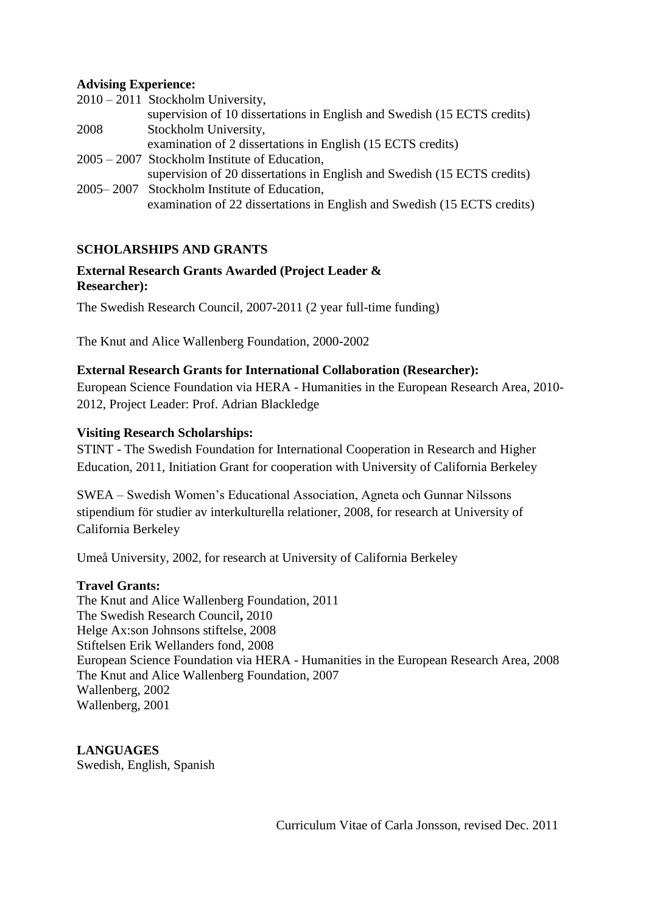**Advising Experience:**

2010 – 2011 Stockholm University,
supervision of 10 dissertations in English and Swedish (15 ECTS credits)

2008 Stockholm University,
examination of 2 dissertations in English (15 ECTS credits)

2005 – 2007 Stockholm Institute of Education,
supervision of 20 dissertations in English and Swedish (15 ECTS credits)

2005– 2007 Stockholm Institute of Education,
examination of 22 dissertations in English and Swedish (15 ECTS credits)

## SCHOLARSHIPS AND GRANTS

**External Research Grants Awarded (Project Leader & Researcher):**

The Swedish Research Council, 2007-2011 (2 year full-time funding)

The Knut and Alice Wallenberg Foundation, 2000-2002

**External Research Grants for International Collaboration (Researcher):**

European Science Foundation via HERA - Humanities in the European Research Area, 2010-2012, Project Leader: Prof. Adrian Blackledge

**Visiting Research Scholarships:**

STINT - The Swedish Foundation for International Cooperation in Research and Higher Education, 2011, Initiation Grant for cooperation with University of California Berkeley

SWEA – Swedish Women's Educational Association, Agneta och Gunnar Nilssons stipendium för studier av interkulturella relationer, 2008, for research at University of California Berkeley

Umeå University, 2002, for research at University of California Berkeley

**Travel Grants:**

The Knut and Alice Wallenberg Foundation, 2011
The Swedish Research Council**,** 2010
Helge Ax:son Johnsons stiftelse, 2008
Stiftelsen Erik Wellanders fond, 2008
European Science Foundation via HERA - Humanities in the European Research Area, 2008
The Knut and Alice Wallenberg Foundation, 2007
Wallenberg, 2002
Wallenberg, 2001

## LANGUAGES

Swedish, English, Spanish